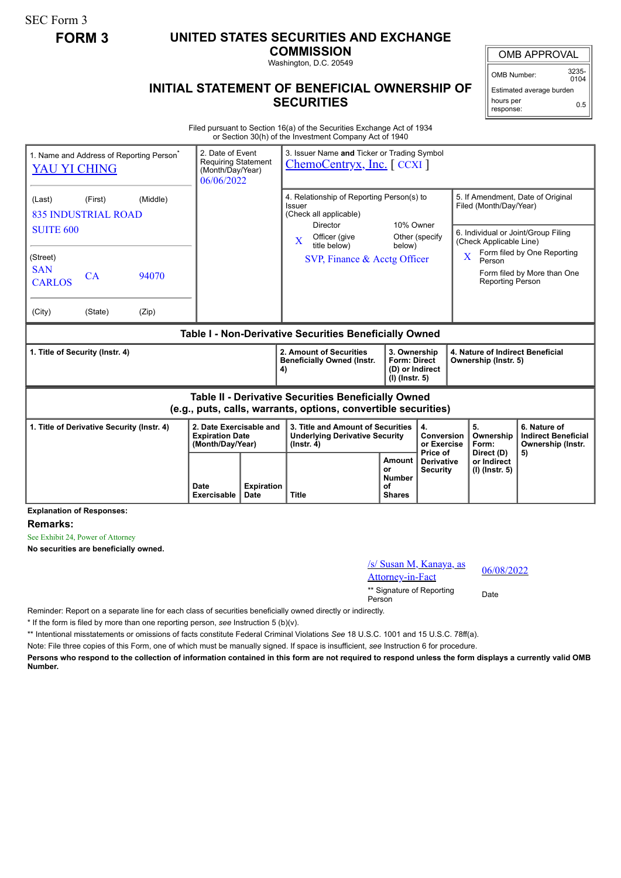SEC Form 3

**FORM 3**

# UNITED STATES SECURITIES AND EXCHANGE COMMISSION

Washington, D.C. 20549

## INITIAL STATEMENT OF BENEFICIAL OWNERSHIP OF SECURITIES

| OMB APPROVAL | |
|---|---|
| OMB Number: | 3235-0104 |
| Estimated average burden | |
| hours per response: | 0.5 |

Filed pursuant to Section 16(a) of the Securities Exchange Act of 1934
or Section 30(h) of the Investment Company Act of 1940

| 1. Name and Address of Reporting Person* | 2. Date of Event Requiring Statement (Month/Day/Year) | 3. Issuer Name **and** Ticker or Trading Symbol |
|---|---|---|
| YAU YI CHING | 06/06/2022 | ChemoCentryx, Inc. [ CCXI ] |
| (Last) (First) (Middle)<br>835 INDUSTRIAL ROAD<br>SUITE 600 | | 4. Relationship of Reporting Person(s) to Issuer (Check all applicable)<br>Director ☐ 10% Owner ☐<br>X Officer (give title below) ☐ Other (specify below)<br>SVP, Finance & Acctg Officer |
| (Street)<br>SAN CARLOS CA 94070 | | 5. If Amendment, Date of Original Filed (Month/Day/Year) |
| (City) (State) (Zip) | | 6. Individual or Joint/Group Filing (Check Applicable Line)<br>X Form filed by One Reporting Person<br>Form filed by More than One Reporting Person |

**Table I - Non-Derivative Securities Beneficially Owned**

| 1. Title of Security (Instr. 4) | 2. Amount of Securities Beneficially Owned (Instr. 4) | 3. Ownership Form: Direct (D) or Indirect (I) (Instr. 5) | 4. Nature of Indirect Beneficial Ownership (Instr. 5) |
|---|---|---|---|

**Table II - Derivative Securities Beneficially Owned (e.g., puts, calls, warrants, options, convertible securities)**

| 1. Title of Derivative Security (Instr. 4) | 2. Date Exercisable and Expiration Date (Month/Day/Year) | | 3. Title and Amount of Securities Underlying Derivative Security (Instr. 4) | | 4. Conversion or Exercise Price of Derivative Security | 5. Ownership Form: Direct (D) or Indirect (I) (Instr. 5) | 6. Nature of Indirect Beneficial Ownership (Instr. 5) |
|---|---|---|---|---|---|---|---|
| | Date Exercisable | Expiration Date | Title | Amount or Number of Shares | | | |

**Explanation of Responses:**

**Remarks:**

See Exhibit 24, Power of Attorney

**No securities are beneficially owned.**

| /s/ Susan M, Kanaya, as Attorney-in-Fact | 06/08/2022 |
|---|---|
| ** Signature of Reporting Person | Date |

Reminder: Report on a separate line for each class of securities beneficially owned directly or indirectly.

\* If the form is filed by more than one reporting person, *see* Instruction 5 (b)(v).

** Intentional misstatements or omissions of facts constitute Federal Criminal Violations *See* 18 U.S.C. 1001 and 15 U.S.C. 78ff(a).

Note: File three copies of this Form, one of which must be manually signed. If space is insufficient, *see* Instruction 6 for procedure.

**Persons who respond to the collection of information contained in this form are not required to respond unless the form displays a currently valid OMB Number.**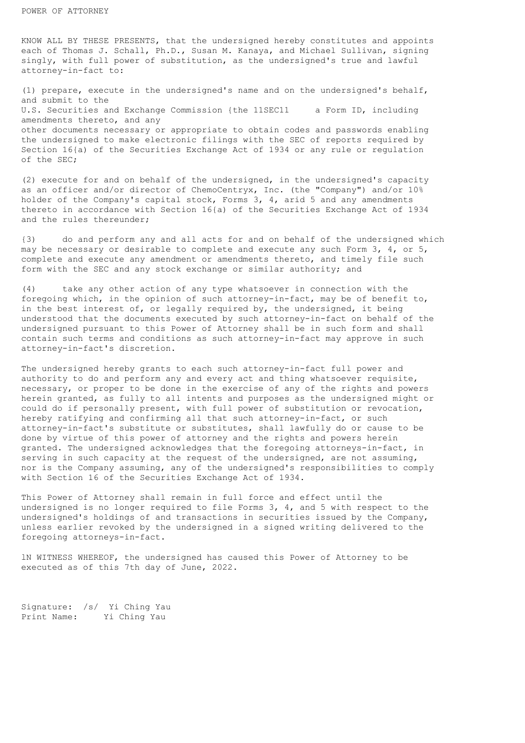POWER OF ATTORNEY

KNOW ALL BY THESE PRESENTS, that the undersigned hereby constitutes and appoints each of Thomas J. Schall, Ph.D., Susan M. Kanaya, and Michael Sullivan, signing singly, with full power of substitution, as the undersigned's true and lawful attorney-in-fact to:

(1) prepare, execute in the undersigned's name and on the undersigned's behalf, and submit to the U.S. Securities and Exchange Commission {the 11SEC11 a Form ID, including amendments thereto, and any other documents necessary or appropriate to obtain codes and passwords enabling the undersigned to make electronic filings with the SEC of reports required by Section 16{a) of the Securities Exchange Act of 1934 or any rule or regulation of the SEC;

(2) execute for and on behalf of the undersigned, in the undersigned's capacity as an officer and/or director of ChemoCentryx, Inc. (the "Company") and/or 10% holder of the Company's capital stock, Forms 3, 4, arid 5 and any amendments thereto in accordance with Section 16{a) of the Securities Exchange Act of 1934 and the rules thereunder;

{3) do and perform any and all acts for and on behalf of the undersigned which may be necessary or desirable to complete and execute any such Form 3, 4, or 5, complete and execute any amendment or amendments thereto, and timely file such form with the SEC and any stock exchange or similar authority; and

(4) take any other action of any type whatsoever in connection with the foregoing which, in the opinion of such attorney-in-fact, may be of benefit to, in the best interest of, or legally required by, the undersigned, it being understood that the documents executed by such attorney-in-fact on behalf of the undersigned pursuant to this Power of Attorney shall be in such form and shall contain such terms and conditions as such attorney-in-fact may approve in such attorney-in-fact's discretion.

The undersigned hereby grants to each such attorney-in-fact full power and authority to do and perform any and every act and thing whatsoever requisite, necessary, or proper to be done in the exercise of any of the rights and powers herein granted, as fully to all intents and purposes as the undersigned might or could do if personally present, with full power of substitution or revocation, hereby ratifying and confirming all that such attorney-in-fact, or such attorney-in-fact's substitute or substitutes, shall lawfully do or cause to be done by virtue of this power of attorney and the rights and powers herein granted. The undersigned acknowledges that the foregoing attorneys-in-fact, in serving in such capacity at the request of the undersigned, are not assuming, nor is the Company assuming, any of the undersigned's responsibilities to comply with Section 16 of the Securities Exchange Act of 1934.

This Power of Attorney shall remain in full force and effect until the undersigned is no longer required to file Forms 3, 4, and 5 with respect to the undersigned's holdings of and transactions in securities issued by the Company, unless earlier revoked by the undersigned in a signed writing delivered to the foregoing attorneys-in-fact.

lN WITNESS WHEREOF, the undersigned has caused this Power of Attorney to be executed as of this 7th day of June, 2022.

Signature: /s/ Yi Ching Yau
Print Name: Yi Ching Yau